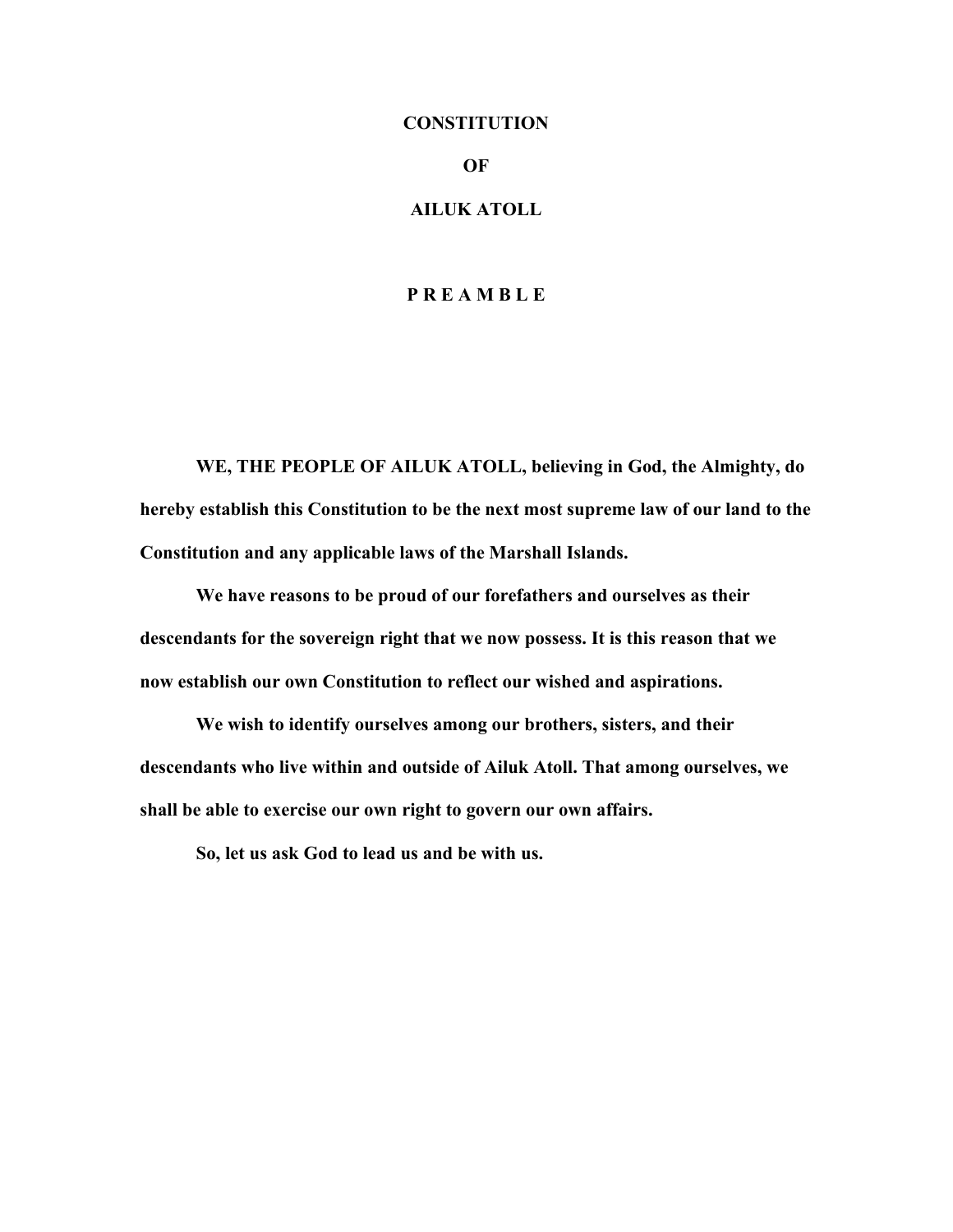# CONSTITUTION

# OF

# AILUK ATOLL

## P R E A M B L E

**WE, THE PEOPLE OF AILUK ATOLL, believing in God, the Almighty, do hereby establish this Constitution to be the next most supreme law of our land to the Constitution and any applicable laws of the Marshall Islands.**

**We have reasons to be proud of our forefathers and ourselves as their descendants for the sovereign right that we now possess. It is this reason that we now establish our own Constitution to reflect our wished and aspirations.**

**We wish to identify ourselves among our brothers, sisters, and their descendants who live within and outside of Ailuk Atoll. That among ourselves, we shall be able to exercise our own right to govern our own affairs.**

**So, let us ask God to lead us and be with us.**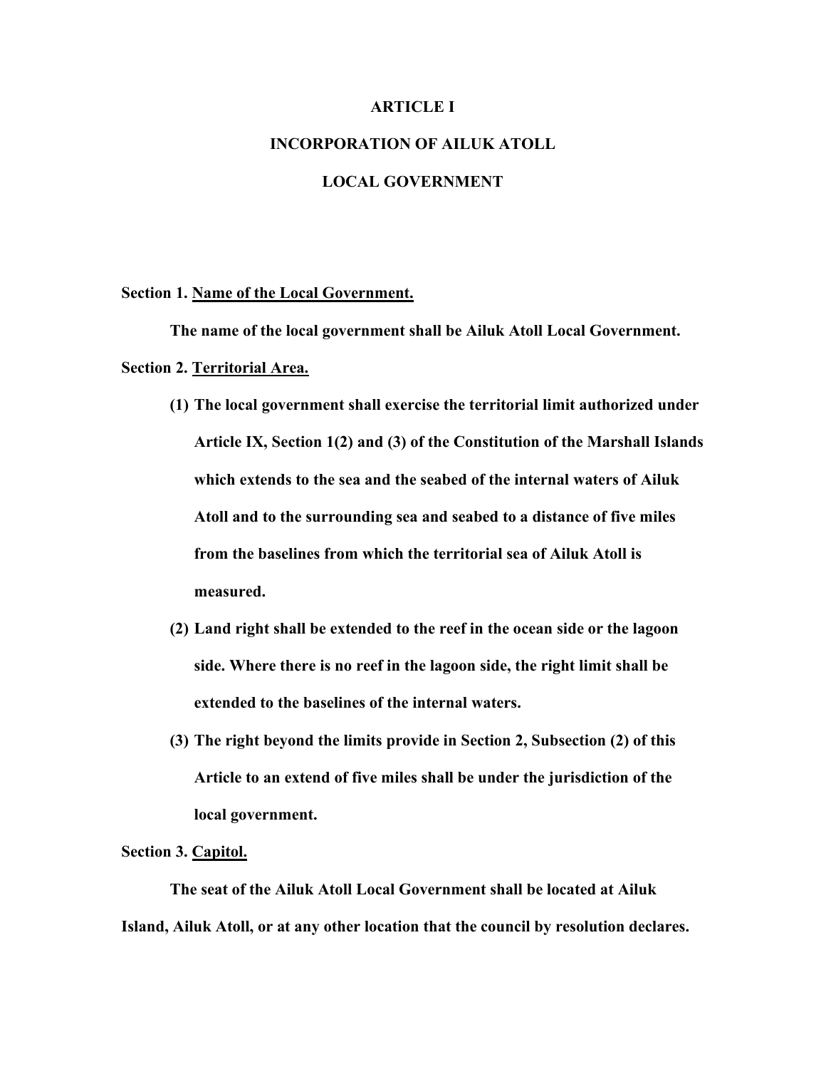# ARTICLE I

# INCORPORATION OF AILUK ATOLL

# LOCAL GOVERNMENT

**Section 1. Name of the Local Government.**

**The name of the local government shall be Ailuk Atoll Local Government.**

**Section 2. Territorial Area.**

**(1) The local government shall exercise the territorial limit authorized under Article IX, Section 1(2) and (3) of the Constitution of the Marshall Islands which extends to the sea and the seabed of the internal waters of Ailuk Atoll and to the surrounding sea and seabed to a distance of five miles from the baselines from which the territorial sea of Ailuk Atoll is measured.**

**(2) Land right shall be extended to the reef in the ocean side or the lagoon side. Where there is no reef in the lagoon side, the right limit shall be extended to the baselines of the internal waters.**

**(3) The right beyond the limits provide in Section 2, Subsection (2) of this Article to an extend of five miles shall be under the jurisdiction of the local government.**

**Section 3. Capitol.**

**The seat of the Ailuk Atoll Local Government shall be located at Ailuk Island, Ailuk Atoll, or at any other location that the council by resolution declares.**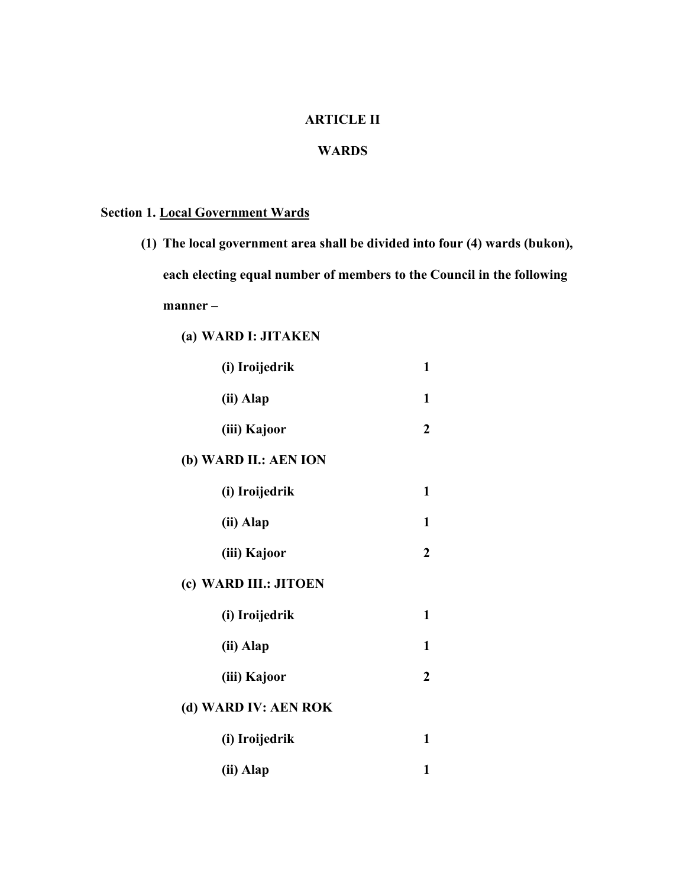# ARTICLE II

## WARDS

### Section 1. Local Government Wards

**(1) The local government area shall be divided into four (4) wards (bukon), each electing equal number of members to the Council in the following manner –**

**(a) WARD I: JITAKEN**

| | |
|---|---|
| **(i) Iroijedrik** | **1** |
| **(ii) Alap** | **1** |
| **(iii) Kajoor** | **2** |

**(b) WARD II.: AEN ION**

| | |
|---|---|
| **(i) Iroijedrik** | **1** |
| **(ii) Alap** | **1** |
| **(iii) Kajoor** | **2** |

**(c) WARD III.: JITOEN**

| | |
|---|---|
| **(i) Iroijedrik** | **1** |
| **(ii) Alap** | **1** |
| **(iii) Kajoor** | **2** |

**(d) WARD IV: AEN ROK**

| | |
|---|---|
| **(i) Iroijedrik** | **1** |
| **(ii) Alap** | **1** |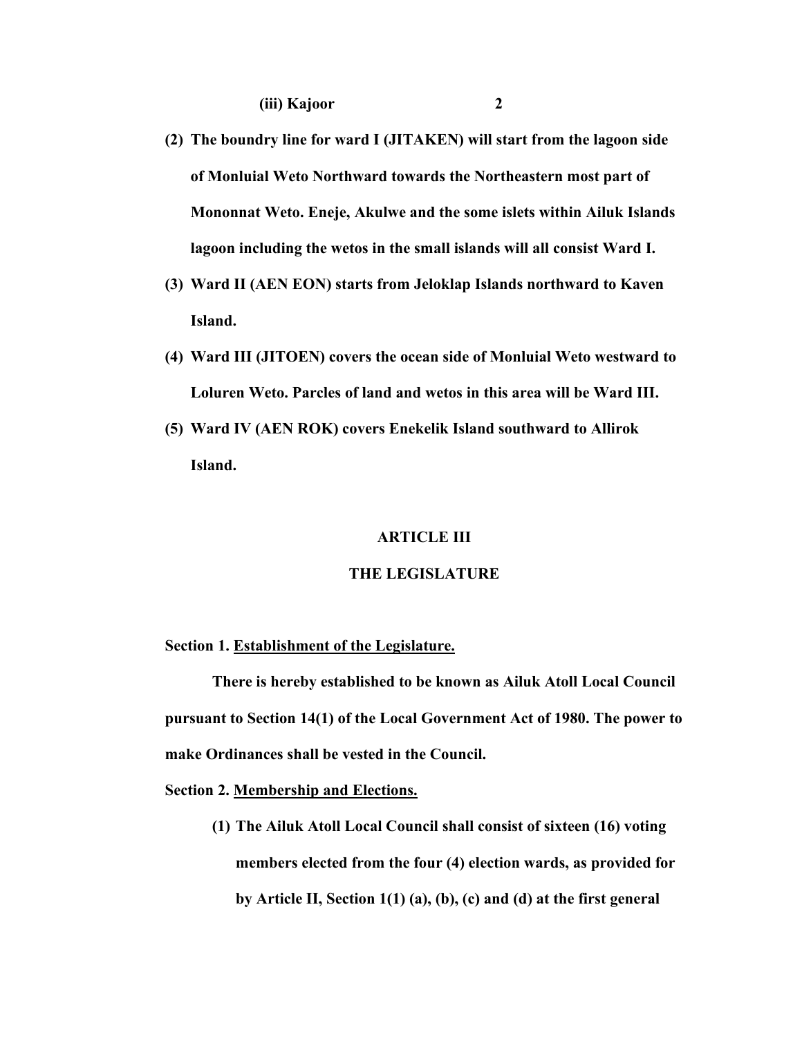**(iii) Kajoor 2**

**(2) The boundry line for ward I (JITAKEN) will start from the lagoon side of Monluial Weto Northward towards the Northeastern most part of Mononnat Weto. Eneje, Akulwe and the some islets within Ailuk Islands lagoon including the wetos in the small islands will all consist Ward I.**

**(3) Ward II (AEN EON) starts from Jeloklap Islands northward to Kaven Island.**

**(4) Ward III (JITOEN) covers the ocean side of Monluial Weto westward to Loluren Weto. Parcles of land and wetos in this area will be Ward III.**

**(5) Ward IV (AEN ROK) covers Enekelik Island southward to Allirok Island.**

## ARTICLE III

## THE LEGISLATURE

**Section 1. Establishment of the Legislature.**

**There is hereby established to be known as Ailuk Atoll Local Council pursuant to Section 14(1) of the Local Government Act of 1980. The power to make Ordinances shall be vested in the Council.**

**Section 2. Membership and Elections.**

**(1) The Ailuk Atoll Local Council shall consist of sixteen (16) voting members elected from the four (4) election wards, as provided for by Article II, Section 1(1) (a), (b), (c) and (d) at the first general**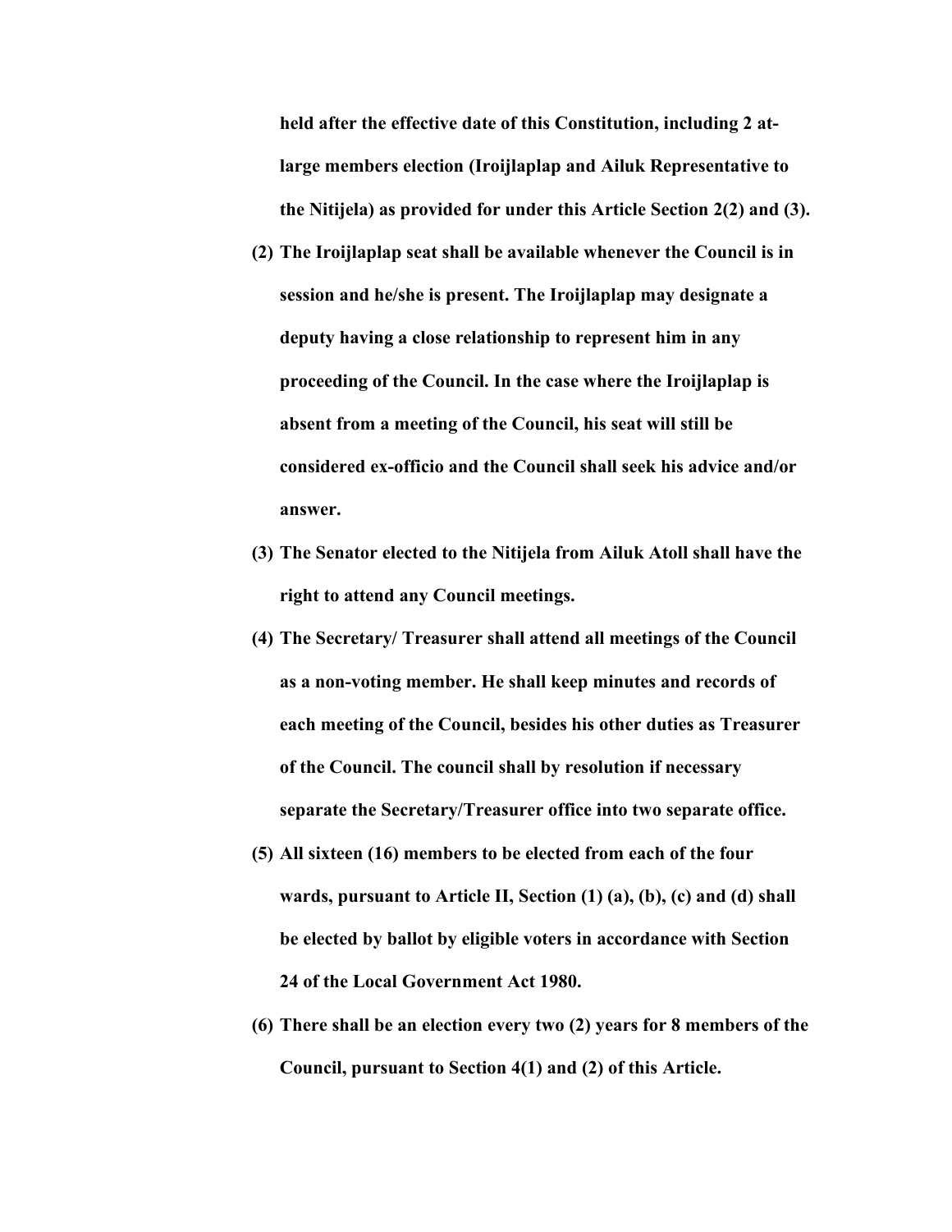**held after the effective date of this Constitution, including 2 at-large members election (Iroijlaplap and Ailuk Representative to the Nitijela) as provided for under this Article Section 2(2) and (3).**

**(2) The Iroijlaplap seat shall be available whenever the Council is in session and he/she is present. The Iroijlaplap may designate a deputy having a close relationship to represent him in any proceeding of the Council. In the case where the Iroijlaplap is absent from a meeting of the Council, his seat will still be considered ex-officio and the Council shall seek his advice and/or answer.**

**(3) The Senator elected to the Nitijela from Ailuk Atoll shall have the right to attend any Council meetings.**

**(4) The Secretary/ Treasurer shall attend all meetings of the Council as a non-voting member. He shall keep minutes and records of each meeting of the Council, besides his other duties as Treasurer of the Council. The council shall by resolution if necessary separate the Secretary/Treasurer office into two separate office.**

**(5) All sixteen (16) members to be elected from each of the four wards, pursuant to Article II, Section (1) (a), (b), (c) and (d) shall be elected by ballot by eligible voters in accordance with Section 24 of the Local Government Act 1980.**

**(6) There shall be an election every two (2) years for 8 members of the Council, pursuant to Section 4(1) and (2) of this Article.**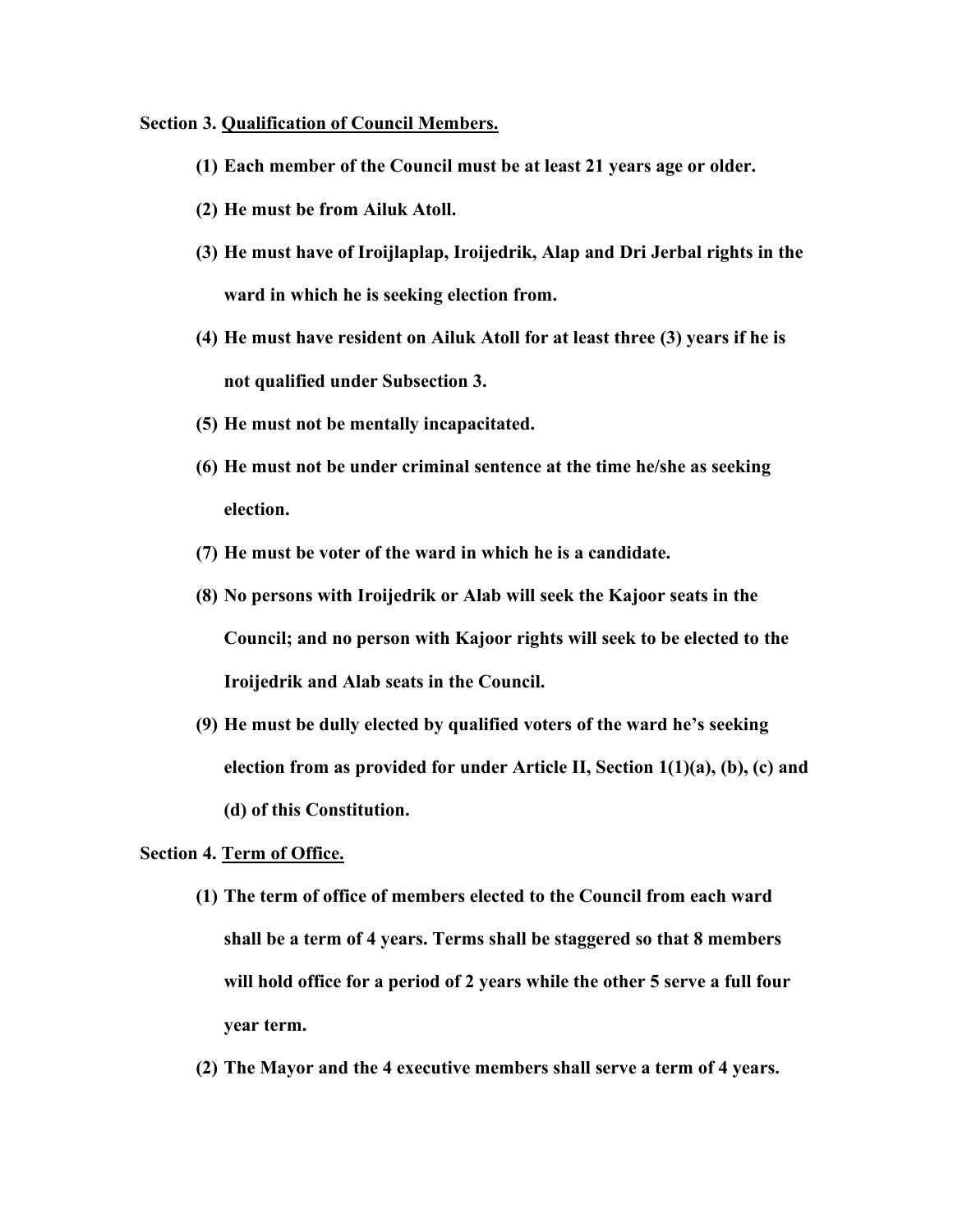**Section 3. Qualification of Council Members.**

**(1) Each member of the Council must be at least 21 years age or older.**

**(2) He must be from Ailuk Atoll.**

**(3) He must have of Iroijlaplap, Iroijedrik, Alap and Dri Jerbal rights in the ward in which he is seeking election from.**

**(4) He must have resident on Ailuk Atoll for at least three (3) years if he is not qualified under Subsection 3.**

**(5) He must not be mentally incapacitated.**

**(6) He must not be under criminal sentence at the time he/she as seeking election.**

**(7) He must be voter of the ward in which he is a candidate.**

**(8) No persons with Iroijedrik or Alab will seek the Kajoor seats in the Council; and no person with Kajoor rights will seek to be elected to the Iroijedrik and Alab seats in the Council.**

**(9) He must be dully elected by qualified voters of the ward he's seeking election from as provided for under Article II, Section 1(1)(a), (b), (c) and (d) of this Constitution.**

**Section 4. Term of Office.**

**(1) The term of office of members elected to the Council from each ward shall be a term of 4 years. Terms shall be staggered so that 8 members will hold office for a period of 2 years while the other 5 serve a full four year term.**

**(2) The Mayor and the 4 executive members shall serve a term of 4 years.**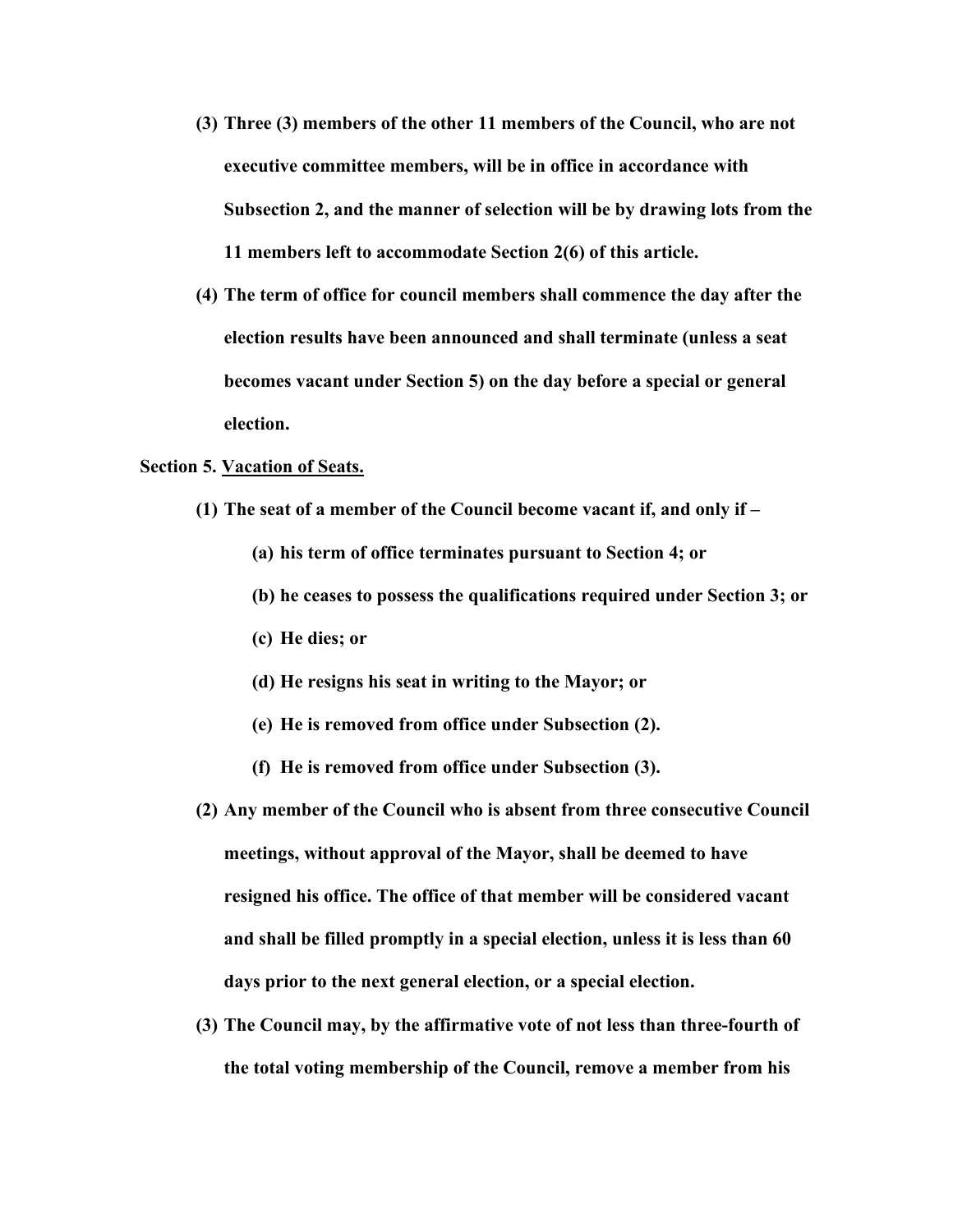**(3) Three (3) members of the other 11 members of the Council, who are not executive committee members, will be in office in accordance with Subsection 2, and the manner of selection will be by drawing lots from the 11 members left to accommodate Section 2(6) of this article.**

**(4) The term of office for council members shall commence the day after the election results have been announced and shall terminate (unless a seat becomes vacant under Section 5) on the day before a special or general election.**

**Section 5. <u>Vacation of Seats.</u>**

**(1) The seat of a member of the Council become vacant if, and only if –**

**(a) his term of office terminates pursuant to Section 4; or**

**(b) he ceases to possess the qualifications required under Section 3; or**

**(c) He dies; or**

**(d) He resigns his seat in writing to the Mayor; or**

**(e) He is removed from office under Subsection (2).**

**(f) He is removed from office under Subsection (3).**

**(2) Any member of the Council who is absent from three consecutive Council meetings, without approval of the Mayor, shall be deemed to have resigned his office. The office of that member will be considered vacant and shall be filled promptly in a special election, unless it is less than 60 days prior to the next general election, or a special election.**

**(3) The Council may, by the affirmative vote of not less than three-fourth of the total voting membership of the Council, remove a member from his**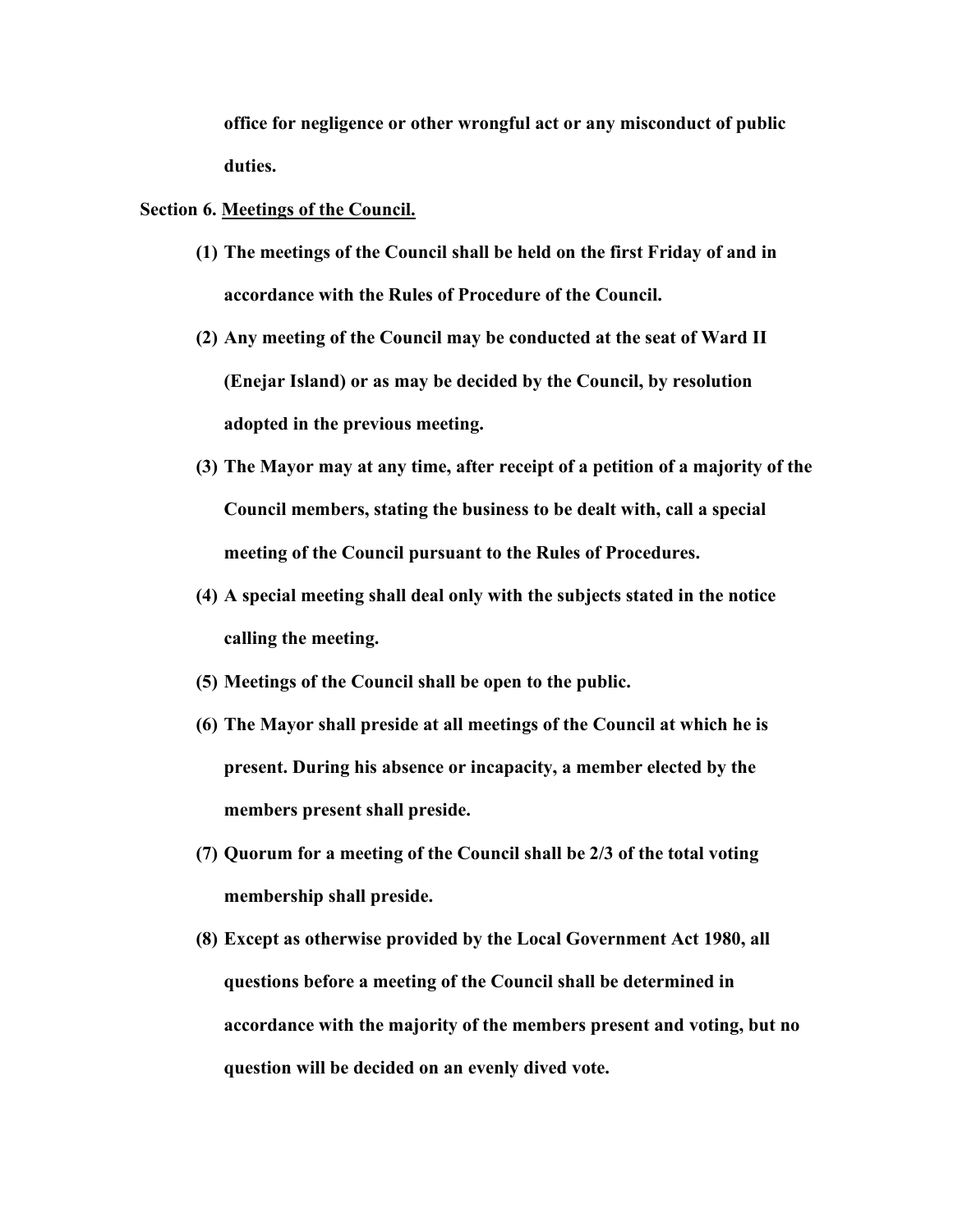**office for negligence or other wrongful act or any misconduct of public duties.**

**Section 6. <u>Meetings of the Council.</u>**

1. **The meetings of the Council shall be held on the first Friday of and in accordance with the Rules of Procedure of the Council.**
2. **Any meeting of the Council may be conducted at the seat of Ward II (Enejar Island) or as may be decided by the Council, by resolution adopted in the previous meeting.**
3. **The Mayor may at any time, after receipt of a petition of a majority of the Council members, stating the business to be dealt with, call a special meeting of the Council pursuant to the Rules of Procedures.**
4. **A special meeting shall deal only with the subjects stated in the notice calling the meeting.**
5. **Meetings of the Council shall be open to the public.**
6. **The Mayor shall preside at all meetings of the Council at which he is present. During his absence or incapacity, a member elected by the members present shall preside.**
7. **Quorum for a meeting of the Council shall be 2/3 of the total voting membership shall preside.**
8. **Except as otherwise provided by the Local Government Act 1980, all questions before a meeting of the Council shall be determined in accordance with the majority of the members present and voting, but no question will be decided on an evenly dived vote.**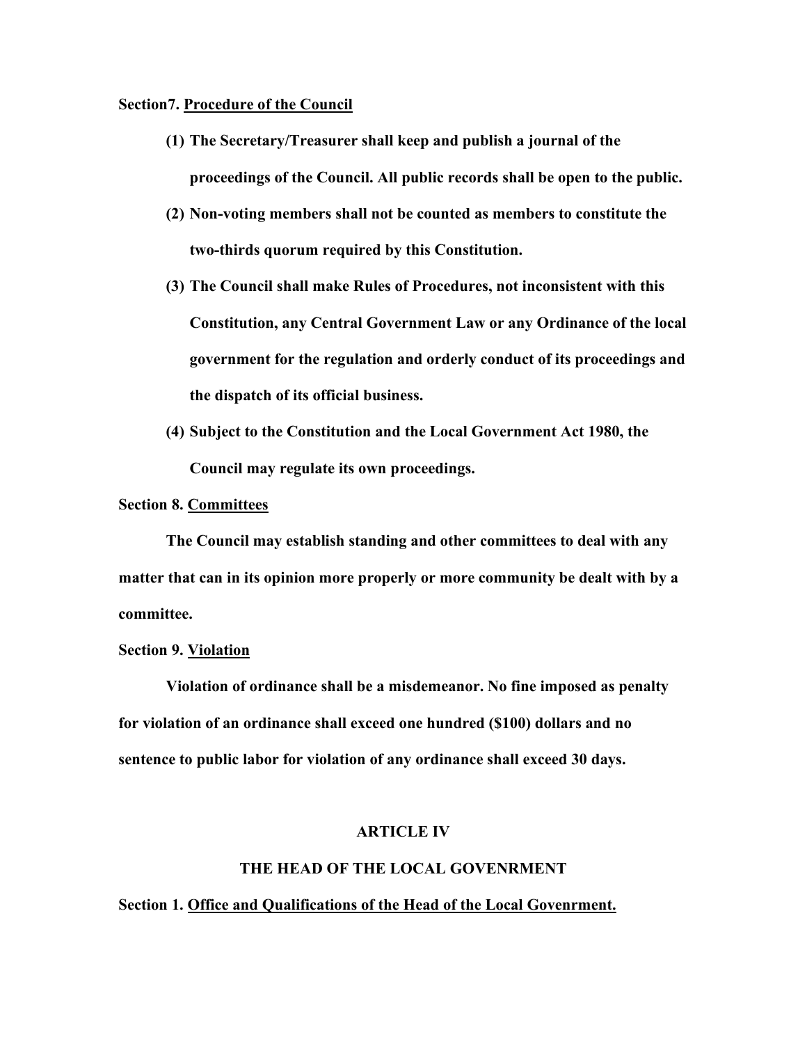**Section7. Procedure of the Council**

(1) **The Secretary/Treasurer shall keep and publish a journal of the proceedings of the Council. All public records shall be open to the public.**

(2) **Non-voting members shall not be counted as members to constitute the two-thirds quorum required by this Constitution.**

(3) **The Council shall make Rules of Procedures, not inconsistent with this Constitution, any Central Government Law or any Ordinance of the local government for the regulation and orderly conduct of its proceedings and the dispatch of its official business.**

(4) **Subject to the Constitution and the Local Government Act 1980, the Council may regulate its own proceedings.**

**Section 8. Committees**

**The Council may establish standing and other committees to deal with any matter that can in its opinion more properly or more community be dealt with by a committee.**

**Section 9. Violation**

**Violation of ordinance shall be a misdemeanor. No fine imposed as penalty for violation of an ordinance shall exceed one hundred ($100) dollars and no sentence to public labor for violation of any ordinance shall exceed 30 days.**

## ARTICLE IV

## THE HEAD OF THE LOCAL GOVENRMENT

**Section 1. Office and Qualifications of the Head of the Local Govenrment.**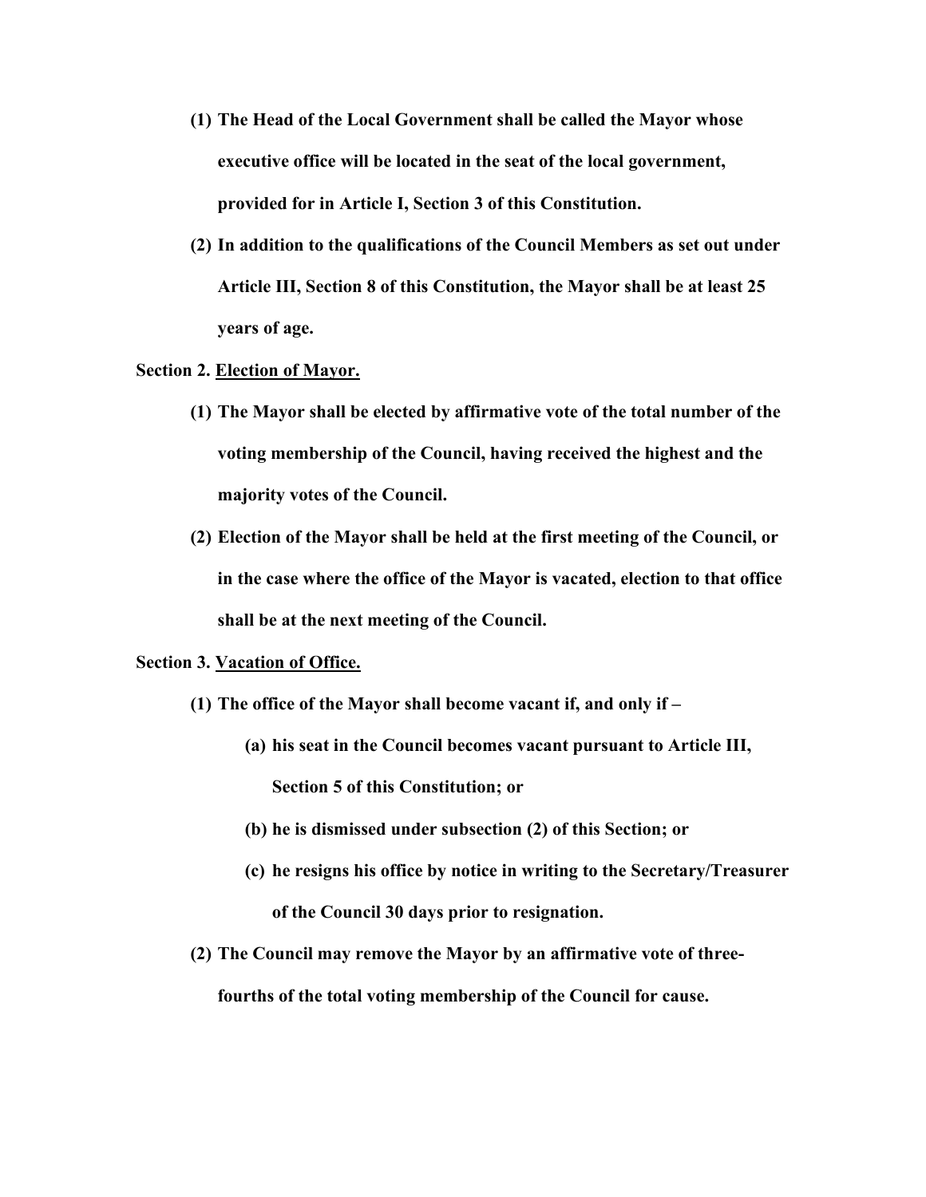**(1) The Head of the Local Government shall be called the Mayor whose executive office will be located in the seat of the local government, provided for in Article I, Section 3 of this Constitution.**

**(2) In addition to the qualifications of the Council Members as set out under Article III, Section 8 of this Constitution, the Mayor shall be at least 25 years of age.**

**Section 2. Election of Mayor.**

**(1) The Mayor shall be elected by affirmative vote of the total number of the voting membership of the Council, having received the highest and the majority votes of the Council.**

**(2) Election of the Mayor shall be held at the first meeting of the Council, or in the case where the office of the Mayor is vacated, election to that office shall be at the next meeting of the Council.**

**Section 3. Vacation of Office.**

**(1) The office of the Mayor shall become vacant if, and only if –**

**(a) his seat in the Council becomes vacant pursuant to Article III, Section 5 of this Constitution; or**

**(b) he is dismissed under subsection (2) of this Section; or**

**(c) he resigns his office by notice in writing to the Secretary/Treasurer of the Council 30 days prior to resignation.**

**(2) The Council may remove the Mayor by an affirmative vote of three-fourths of the total voting membership of the Council for cause.**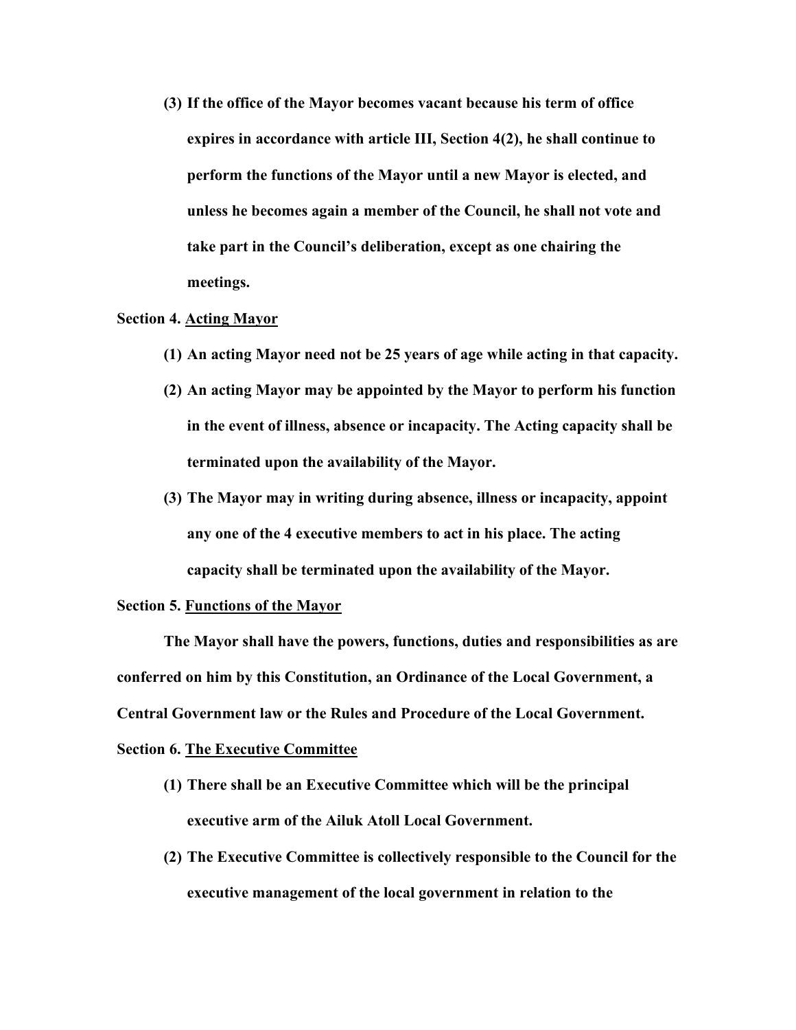**(3) If the office of the Mayor becomes vacant because his term of office expires in accordance with article III, Section 4(2), he shall continue to perform the functions of the Mayor until a new Mayor is elected, and unless he becomes again a member of the Council, he shall not vote and take part in the Council's deliberation, except as one chairing the meetings.**

**Section 4. Acting Mayor**

**(1) An acting Mayor need not be 25 years of age while acting in that capacity.**

**(2) An acting Mayor may be appointed by the Mayor to perform his function in the event of illness, absence or incapacity. The Acting capacity shall be terminated upon the availability of the Mayor.**

**(3) The Mayor may in writing during absence, illness or incapacity, appoint any one of the 4 executive members to act in his place. The acting capacity shall be terminated upon the availability of the Mayor.**

**Section 5. Functions of the Mayor**

**The Mayor shall have the powers, functions, duties and responsibilities as are conferred on him by this Constitution, an Ordinance of the Local Government, a Central Government law or the Rules and Procedure of the Local Government.**

**Section 6. The Executive Committee**

**(1) There shall be an Executive Committee which will be the principal executive arm of the Ailuk Atoll Local Government.**

**(2) The Executive Committee is collectively responsible to the Council for the executive management of the local government in relation to the**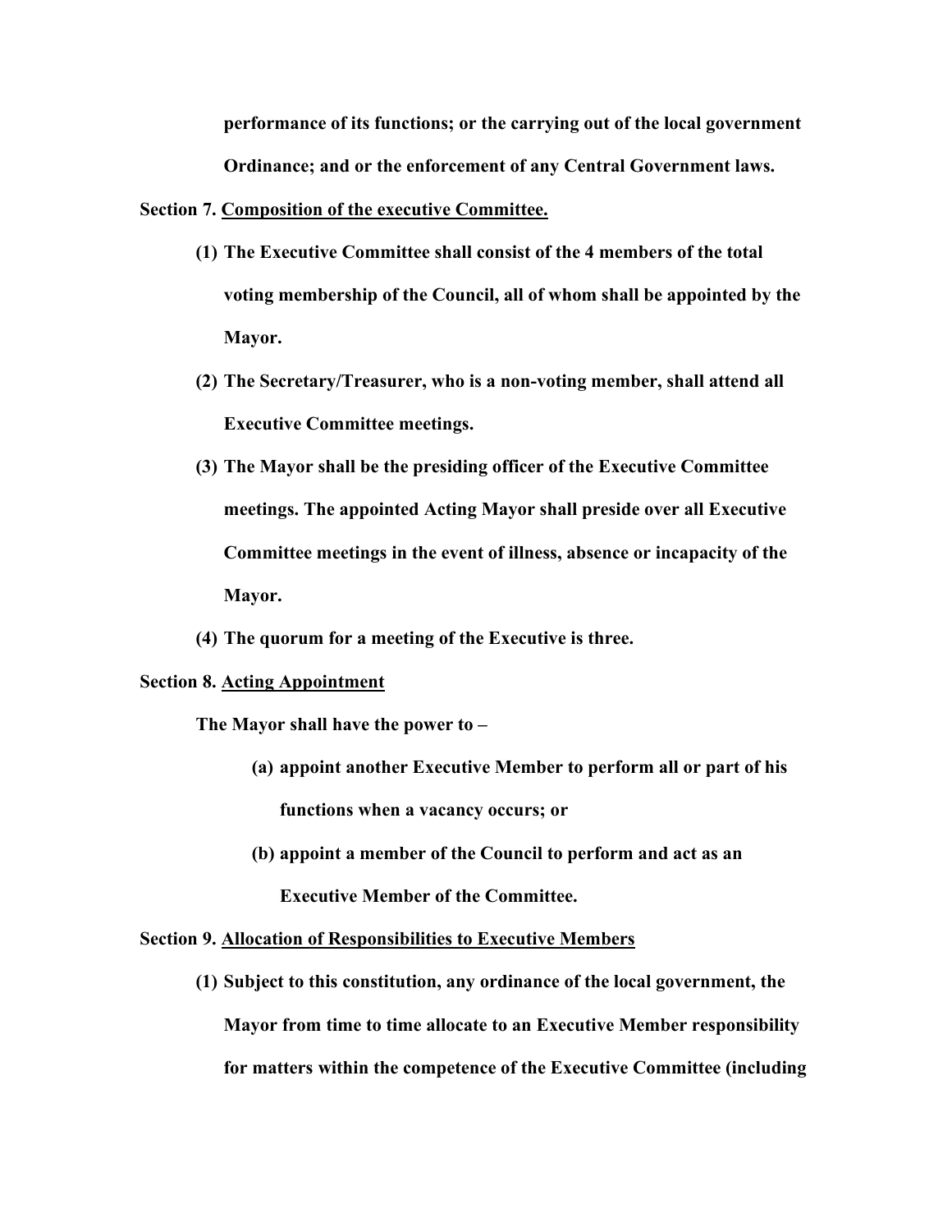**performance of its functions; or the carrying out of the local government Ordinance; and or the enforcement of any Central Government laws.**

**Section 7. <u>Composition of the executive Committee.</u>**

**(1) The Executive Committee shall consist of the 4 members of the total voting membership of the Council, all of whom shall be appointed by the Mayor.**

**(2) The Secretary/Treasurer, who is a non-voting member, shall attend all Executive Committee meetings.**

**(3) The Mayor shall be the presiding officer of the Executive Committee meetings. The appointed Acting Mayor shall preside over all Executive Committee meetings in the event of illness, absence or incapacity of the Mayor.**

**(4) The quorum for a meeting of the Executive is three.**

**Section 8. <u>Acting Appointment</u>**

**The Mayor shall have the power to –**

**(a) appoint another Executive Member to perform all or part of his functions when a vacancy occurs; or**

**(b) appoint a member of the Council to perform and act as an Executive Member of the Committee.**

**Section 9. <u>Allocation of Responsibilities to Executive Members</u>**

**(1) Subject to this constitution, any ordinance of the local government, the Mayor from time to time allocate to an Executive Member responsibility for matters within the competence of the Executive Committee (including**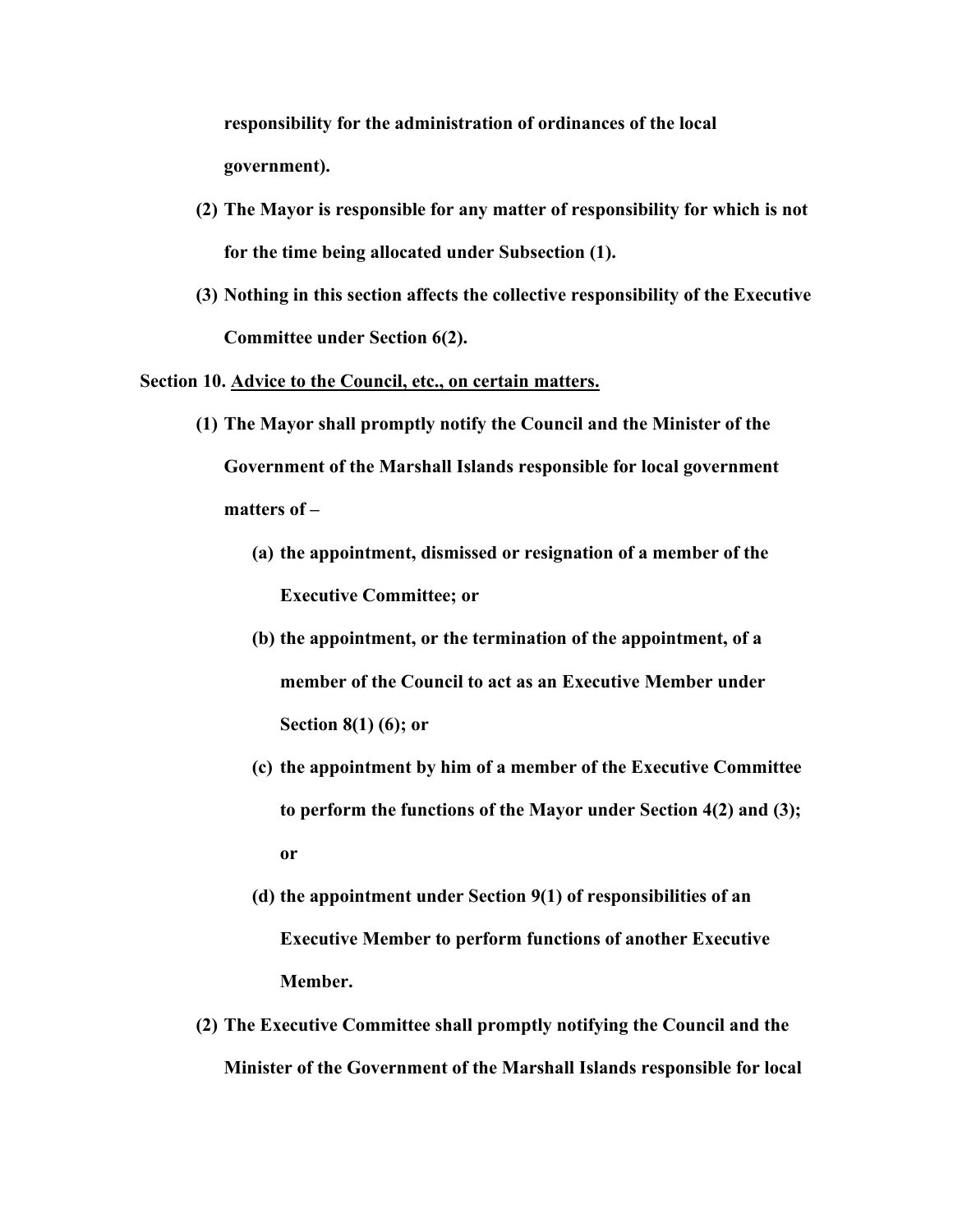**responsibility for the administration of ordinances of the local government).**

**(2) The Mayor is responsible for any matter of responsibility for which is not for the time being allocated under Subsection (1).**

**(3) Nothing in this section affects the collective responsibility of the Executive Committee under Section 6(2).**

**Section 10. Advice to the Council, etc., on certain matters.**

**(1) The Mayor shall promptly notify the Council and the Minister of the Government of the Marshall Islands responsible for local government matters of –**

**(a) the appointment, dismissed or resignation of a member of the Executive Committee; or**

**(b) the appointment, or the termination of the appointment, of a member of the Council to act as an Executive Member under Section 8(1) (6); or**

**(c) the appointment by him of a member of the Executive Committee to perform the functions of the Mayor under Section 4(2) and (3); or**

**(d) the appointment under Section 9(1) of responsibilities of an Executive Member to perform functions of another Executive Member.**

**(2) The Executive Committee shall promptly notifying the Council and the Minister of the Government of the Marshall Islands responsible for local**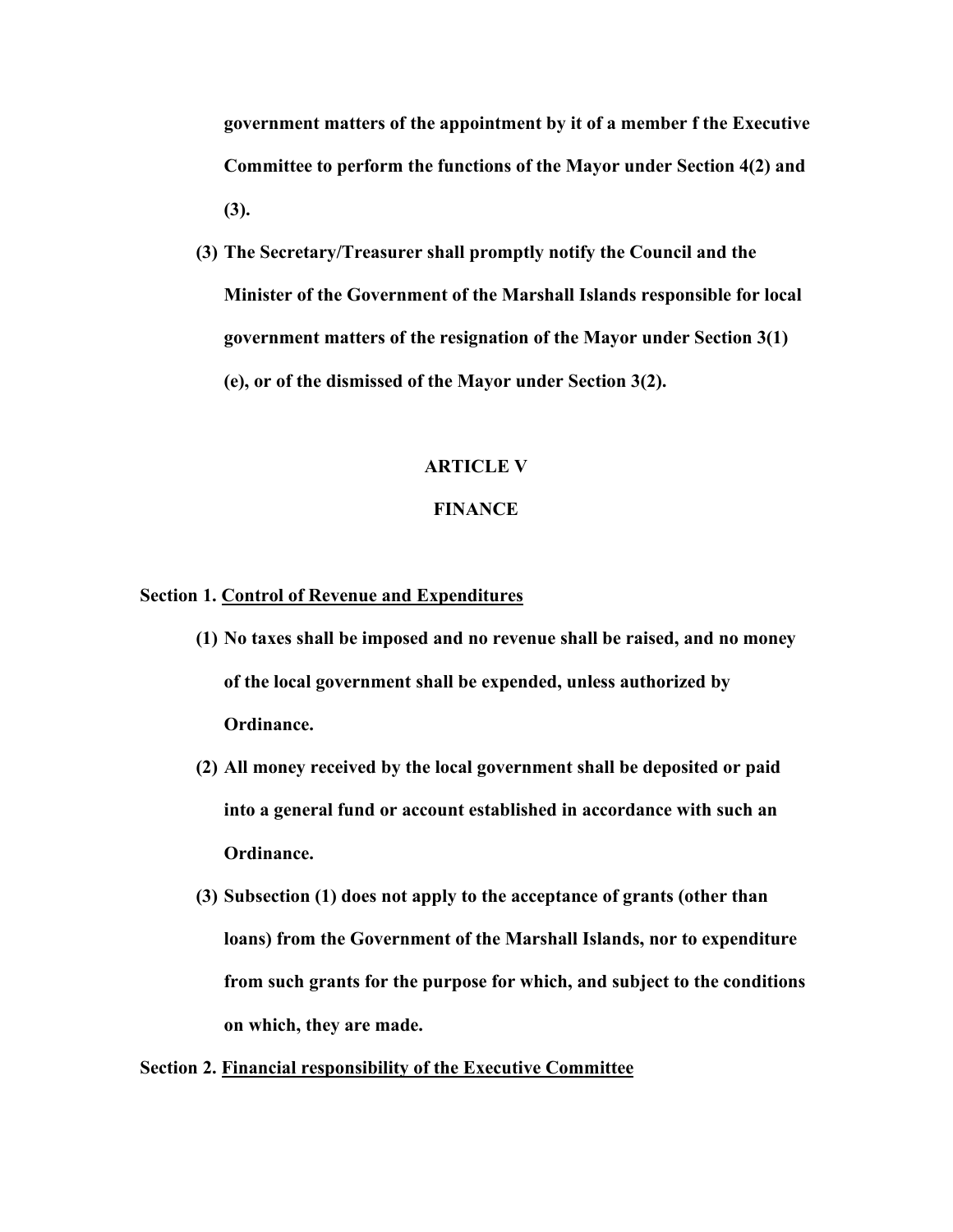**government matters of the appointment by it of a member f the Executive Committee to perform the functions of the Mayor under Section 4(2) and (3).**

**(3) The Secretary/Treasurer shall promptly notify the Council and the Minister of the Government of the Marshall Islands responsible for local government matters of the resignation of the Mayor under Section 3(1) (e), or of the dismissed of the Mayor under Section 3(2).**

## ARTICLE V

## FINANCE

**Section 1. <u>Control of Revenue and Expenditures</u>**

**(1) No taxes shall be imposed and no revenue shall be raised, and no money of the local government shall be expended, unless authorized by Ordinance.**

**(2) All money received by the local government shall be deposited or paid into a general fund or account established in accordance with such an Ordinance.**

**(3) Subsection (1) does not apply to the acceptance of grants (other than loans) from the Government of the Marshall Islands, nor to expenditure from such grants for the purpose for which, and subject to the conditions on which, they are made.**

**Section 2. <u>Financial responsibility of the Executive Committee</u>**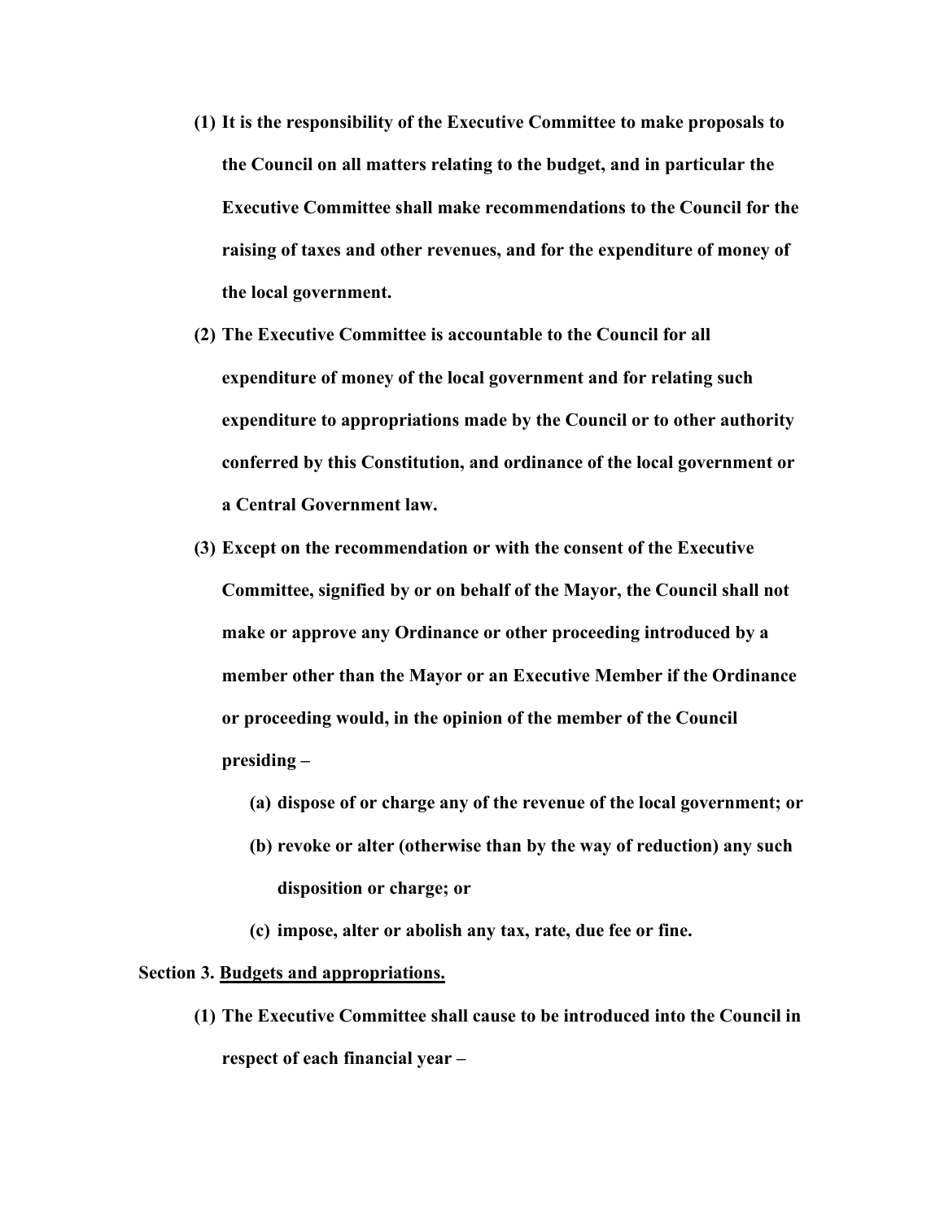**(1) It is the responsibility of the Executive Committee to make proposals to the Council on all matters relating to the budget, and in particular the Executive Committee shall make recommendations to the Council for the raising of taxes and other revenues, and for the expenditure of money of the local government.**

**(2) The Executive Committee is accountable to the Council for all expenditure of money of the local government and for relating such expenditure to appropriations made by the Council or to other authority conferred by this Constitution, and ordinance of the local government or a Central Government law.**

**(3) Except on the recommendation or with the consent of the Executive Committee, signified by or on behalf of the Mayor, the Council shall not make or approve any Ordinance or other proceeding introduced by a member other than the Mayor or an Executive Member if the Ordinance or proceeding would, in the opinion of the member of the Council presiding –**

**(a) dispose of or charge any of the revenue of the local government; or**

**(b) revoke or alter (otherwise than by the way of reduction) any such disposition or charge; or**

**(c) impose, alter or abolish any tax, rate, due fee or fine.**

**Section 3. <u>Budgets and appropriations.</u>**

**(1) The Executive Committee shall cause to be introduced into the Council in respect of each financial year –**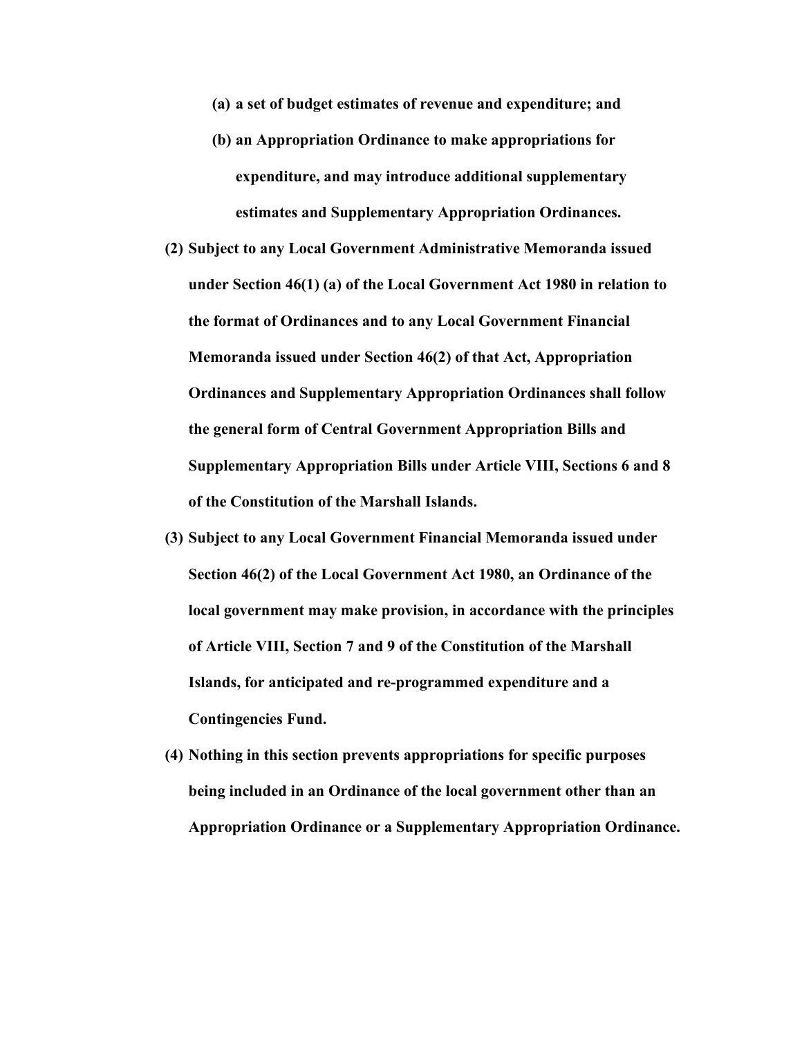**(a) a set of budget estimates of revenue and expenditure; and**

**(b) an Appropriation Ordinance to make appropriations for expenditure, and may introduce additional supplementary estimates and Supplementary Appropriation Ordinances.**

**(2) Subject to any Local Government Administrative Memoranda issued under Section 46(1) (a) of the Local Government Act 1980 in relation to the format of Ordinances and to any Local Government Financial Memoranda issued under Section 46(2) of that Act, Appropriation Ordinances and Supplementary Appropriation Ordinances shall follow the general form of Central Government Appropriation Bills and Supplementary Appropriation Bills under Article VIII, Sections 6 and 8 of the Constitution of the Marshall Islands.**

**(3) Subject to any Local Government Financial Memoranda issued under Section 46(2) of the Local Government Act 1980, an Ordinance of the local government may make provision, in accordance with the principles of Article VIII, Section 7 and 9 of the Constitution of the Marshall Islands, for anticipated and re-programmed expenditure and a Contingencies Fund.**

**(4) Nothing in this section prevents appropriations for specific purposes being included in an Ordinance of the local government other than an Appropriation Ordinance or a Supplementary Appropriation Ordinance.**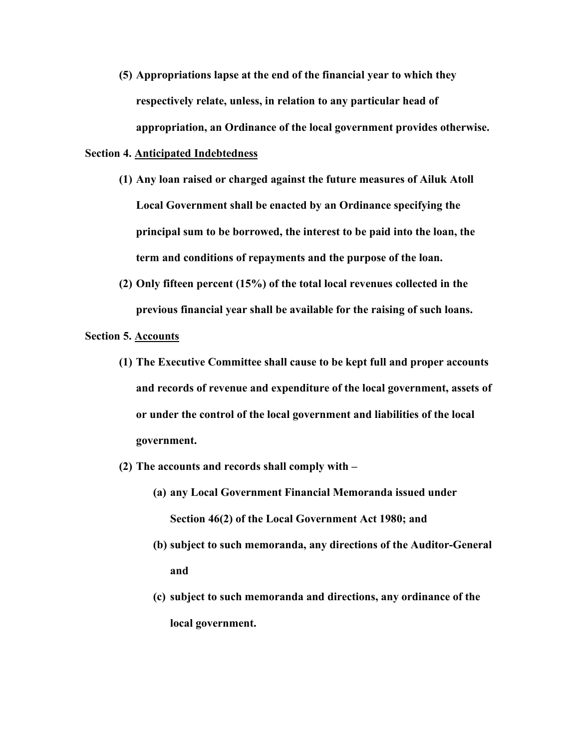**(5) Appropriations lapse at the end of the financial year to which they respectively relate, unless, in relation to any particular head of appropriation, an Ordinance of the local government provides otherwise.**

**Section 4. <u>Anticipated Indebtedness</u>**

**(1) Any loan raised or charged against the future measures of Ailuk Atoll Local Government shall be enacted by an Ordinance specifying the principal sum to be borrowed, the interest to be paid into the loan, the term and conditions of repayments and the purpose of the loan.**

**(2) Only fifteen percent (15%) of the total local revenues collected in the previous financial year shall be available for the raising of such loans.**

**Section 5. <u>Accounts</u>**

**(1) The Executive Committee shall cause to be kept full and proper accounts and records of revenue and expenditure of the local government, assets of or under the control of the local government and liabilities of the local government.**

**(2) The accounts and records shall comply with –**

**(a) any Local Government Financial Memoranda issued under Section 46(2) of the Local Government Act 1980; and**

**(b) subject to such memoranda, any directions of the Auditor-General and**

**(c) subject to such memoranda and directions, any ordinance of the local government.**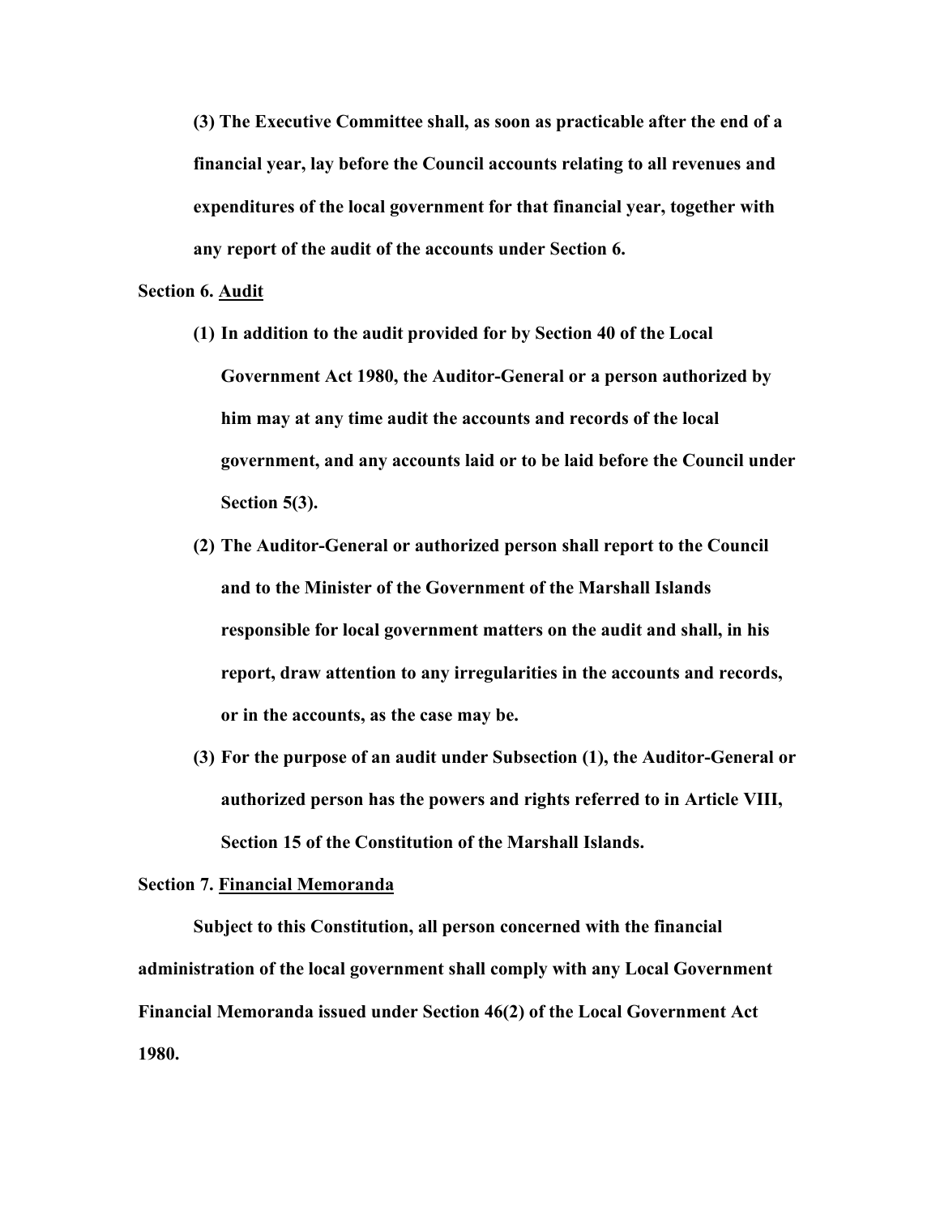**(3) The Executive Committee shall, as soon as practicable after the end of a financial year, lay before the Council accounts relating to all revenues and expenditures of the local government for that financial year, together with any report of the audit of the accounts under Section 6.**

**Section 6. <u>Audit</u>**

**(1) In addition to the audit provided for by Section 40 of the Local Government Act 1980, the Auditor-General or a person authorized by him may at any time audit the accounts and records of the local government, and any accounts laid or to be laid before the Council under Section 5(3).**

**(2) The Auditor-General or authorized person shall report to the Council and to the Minister of the Government of the Marshall Islands responsible for local government matters on the audit and shall, in his report, draw attention to any irregularities in the accounts and records, or in the accounts, as the case may be.**

**(3) For the purpose of an audit under Subsection (1), the Auditor-General or authorized person has the powers and rights referred to in Article VIII, Section 15 of the Constitution of the Marshall Islands.**

**Section 7. <u>Financial Memoranda</u>**

**Subject to this Constitution, all person concerned with the financial administration of the local government shall comply with any Local Government Financial Memoranda issued under Section 46(2) of the Local Government Act 1980.**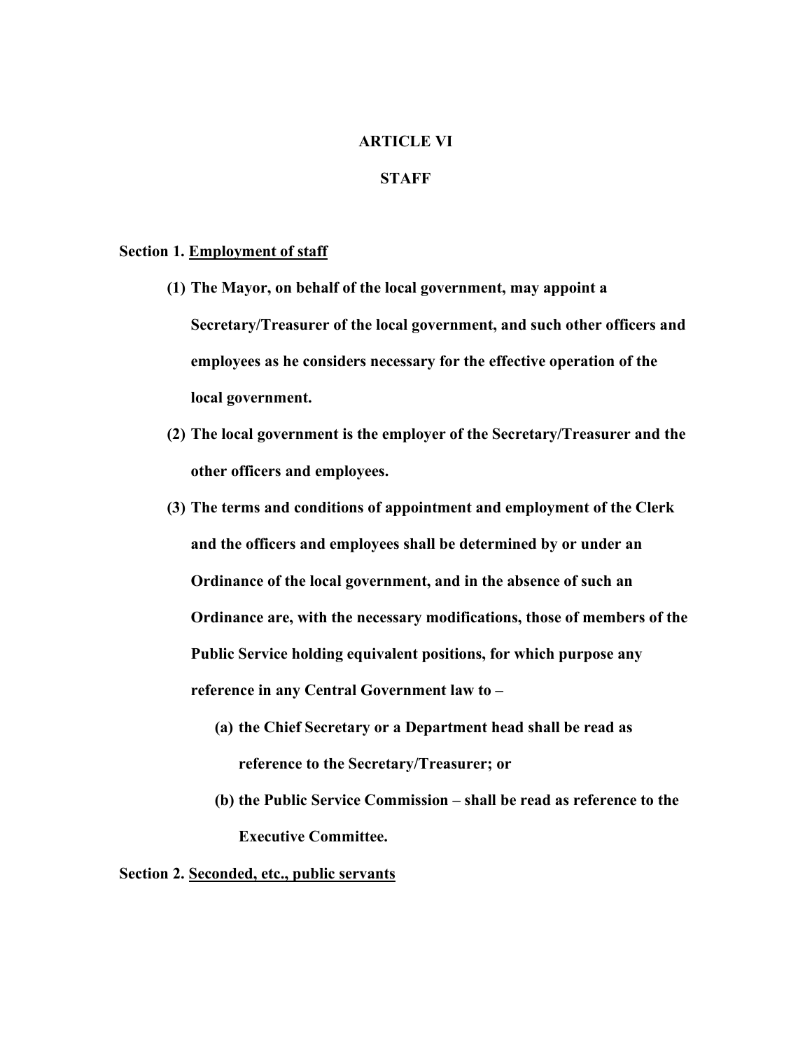# ARTICLE VI

## STAFF

**Section 1. <u>Employment of staff</u>**

**(1) The Mayor, on behalf of the local government, may appoint a Secretary/Treasurer of the local government, and such other officers and employees as he considers necessary for the effective operation of the local government.**

**(2) The local government is the employer of the Secretary/Treasurer and the other officers and employees.**

**(3) The terms and conditions of appointment and employment of the Clerk and the officers and employees shall be determined by or under an Ordinance of the local government, and in the absence of such an Ordinance are, with the necessary modifications, those of members of the Public Service holding equivalent positions, for which purpose any reference in any Central Government law to –**

**(a) the Chief Secretary or a Department head shall be read as reference to the Secretary/Treasurer; or**

**(b) the Public Service Commission – shall be read as reference to the Executive Committee.**

**Section 2. <u>Seconded, etc., public servants</u>**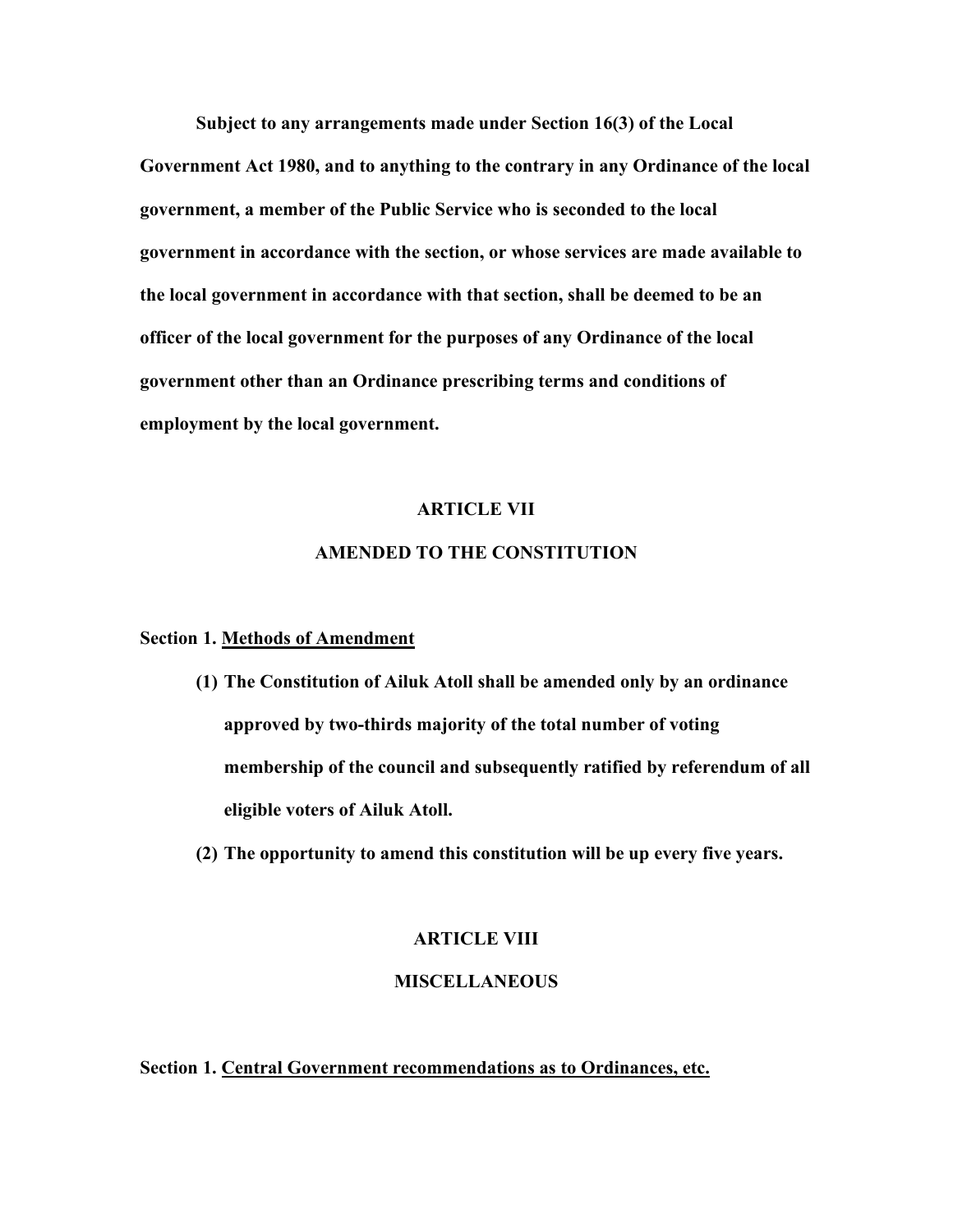**Subject to any arrangements made under Section 16(3) of the Local Government Act 1980, and to anything to the contrary in any Ordinance of the local government, a member of the Public Service who is seconded to the local government in accordance with the section, or whose services are made available to the local government in accordance with that section, shall be deemed to be an officer of the local government for the purposes of any Ordinance of the local government other than an Ordinance prescribing terms and conditions of employment by the local government.**

## ARTICLE VII

## AMENDED TO THE CONSTITUTION

**Section 1. <u>Methods of Amendment</u>**

**(1) The Constitution of Ailuk Atoll shall be amended only by an ordinance approved by two-thirds majority of the total number of voting membership of the council and subsequently ratified by referendum of all eligible voters of Ailuk Atoll.**

**(2) The opportunity to amend this constitution will be up every five years.**

## ARTICLE VIII

## MISCELLANEOUS

**Section 1. <u>Central Government recommendations as to Ordinances, etc.</u>**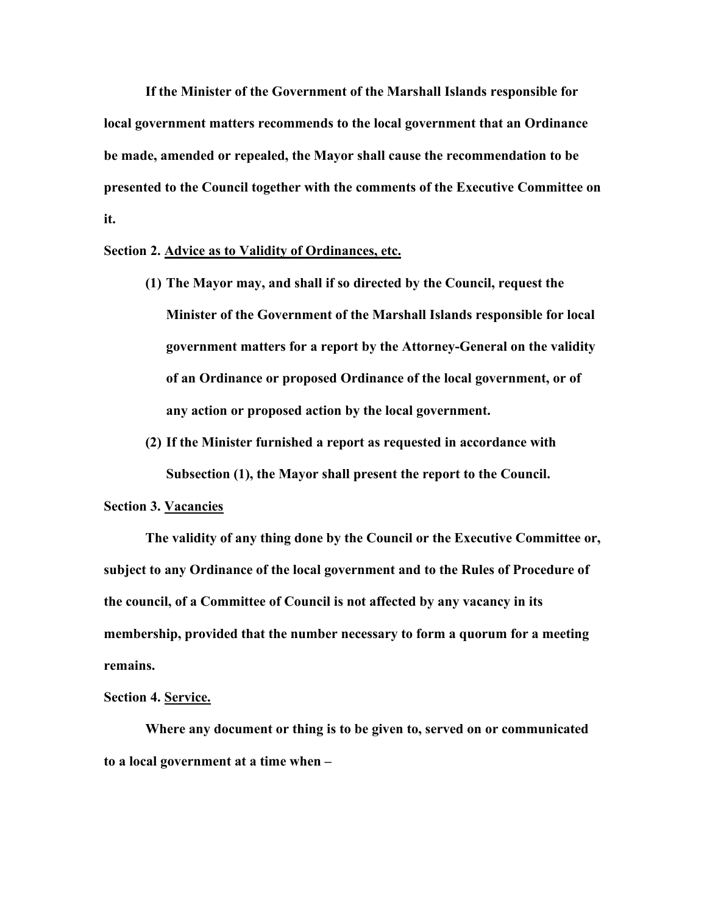**If the Minister of the Government of the Marshall Islands responsible for local government matters recommends to the local government that an Ordinance be made, amended or repealed, the Mayor shall cause the recommendation to be presented to the Council together with the comments of the Executive Committee on it.**

**Section 2. <u>Advice as to Validity of Ordinances, etc.</u>**

**(1) The Mayor may, and shall if so directed by the Council, request the Minister of the Government of the Marshall Islands responsible for local government matters for a report by the Attorney-General on the validity of an Ordinance or proposed Ordinance of the local government, or of any action or proposed action by the local government.**

**(2) If the Minister furnished a report as requested in accordance with Subsection (1), the Mayor shall present the report to the Council.**

**Section 3. <u>Vacancies</u>**

**The validity of any thing done by the Council or the Executive Committee or, subject to any Ordinance of the local government and to the Rules of Procedure of the council, of a Committee of Council is not affected by any vacancy in its membership, provided that the number necessary to form a quorum for a meeting remains.**

**Section 4. <u>Service.</u>**

**Where any document or thing is to be given to, served on or communicated to a local government at a time when –**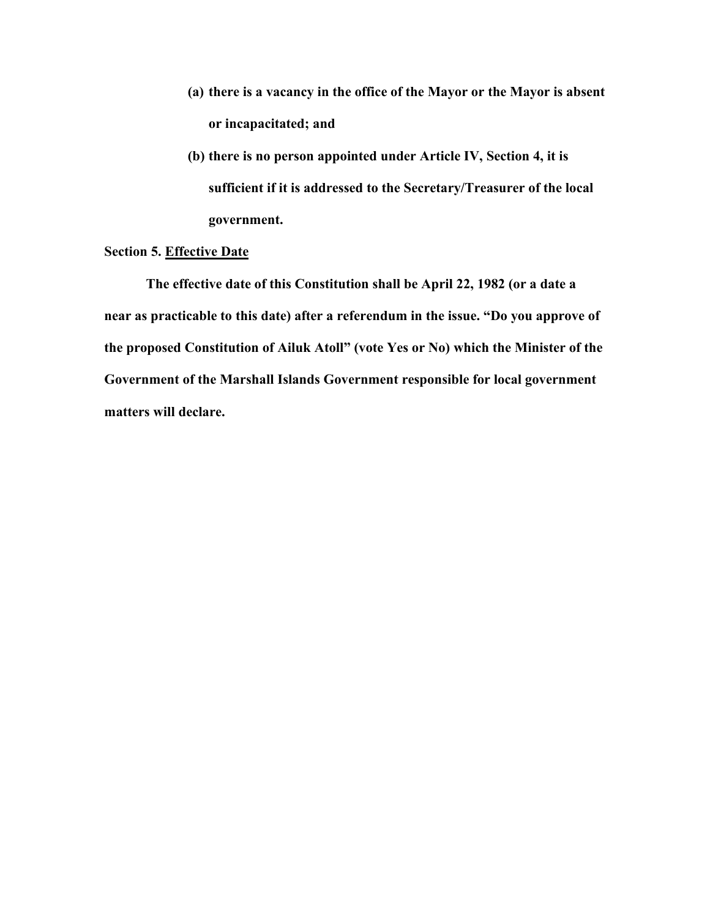**(a) there is a vacancy in the office of the Mayor or the Mayor is absent or incapacitated; and**

**(b) there is no person appointed under Article IV, Section 4, it is sufficient if it is addressed to the Secretary/Treasurer of the local government.**

**Section 5. Effective Date**

**The effective date of this Constitution shall be April 22, 1982 (or a date a near as practicable to this date) after a referendum in the issue. "Do you approve of the proposed Constitution of Ailuk Atoll" (vote Yes or No) which the Minister of the Government of the Marshall Islands Government responsible for local government matters will declare.**